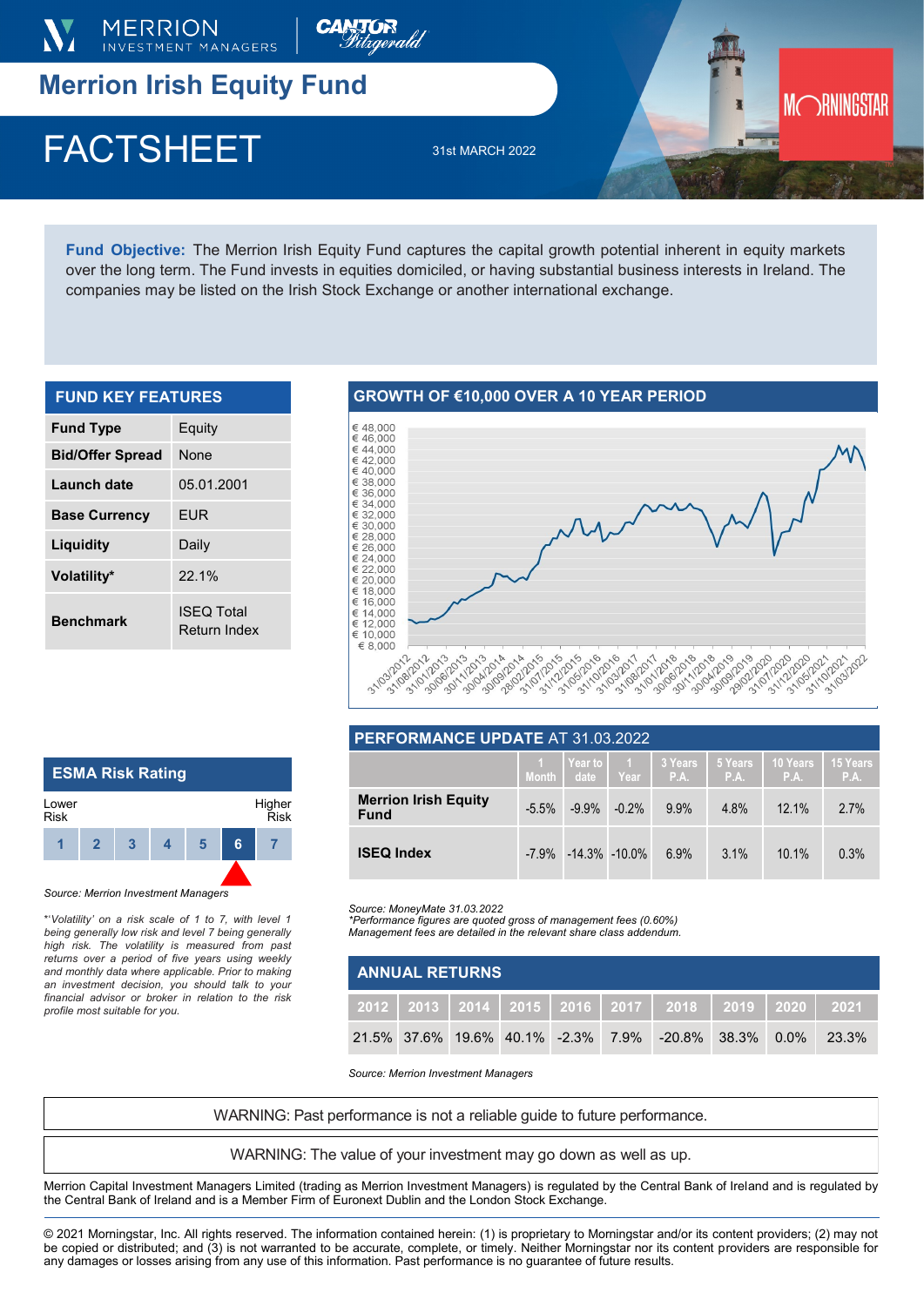# Merrion Irish Equity Fund

## FACTSHEET

31st MARCH 2022

**Fund Objective:** The Merrion Irish Equity Fund captures the capital growth potential inherent in equity markets over the long term. The Fund invests in equities domiciled, or having substantial business interests in Ireland. The companies may be listed on the Irish Stock Exchange or another international exchange.

## FUND KEY FEATURES

| | |
|---|---|
| **Fund Type** | Equity |
| **Bid/Offer Spread** | None |
| **Launch date** | 05.01.2001 |
| **Base Currency** | EUR |
| **Liquidity** | Daily |
| **Volatility*** | 22.1% |
| **Benchmark** | ISEQ Total Return Index |

## GROWTH OF €10,000 OVER A 10 YEAR PERIOD

## ESMA Risk Rating

Lower Risk — Higher Risk

| 1 | 2 | 3 | 4 | 5 | **6** | 7 |
|---|---|---|---|---|---|---|

*Source: Merrion Investment Managers*

*\*'Volatility' on a risk scale of 1 to 7, with level 1 being generally low risk and level 7 being generally high risk. The volatility is measured from past returns over a period of five years using weekly and monthly data where applicable. Prior to making an investment decision, you should talk to your financial advisor or broker in relation to the risk profile most suitable for you.*

## PERFORMANCE UPDATE AT 31.03.2022

| | 1 Month | Year to date | 1 Year | 3 Years P.A. | 5 Years P.A. | 10 Years P.A. | 15 Years P.A. |
|---|---|---|---|---|---|---|---|
| **Merrion Irish Equity Fund** | -5.5% | -9.9% | -0.2% | 9.9% | 4.8% | 12.1% | 2.7% |
| **ISEQ Index** | -7.9% | -14.3% | -10.0% | 6.9% | 3.1% | 10.1% | 0.3% |

*Source: MoneyMate 31.03.2022*
*\*Performance figures are quoted gross of management fees (0.60%)*
*Management fees are detailed in the relevant share class addendum.*

## ANNUAL RETURNS

| 2012 | 2013 | 2014 | 2015 | 2016 | 2017 | 2018 | 2019 | 2020 | 2021 |
|---|---|---|---|---|---|---|---|---|---|
| 21.5% | 37.6% | 19.6% | 40.1% | -2.3% | 7.9% | -20.8% | 38.3% | 0.0% | 23.3% |

*Source: Merrion Investment Managers*

WARNING: Past performance is not a reliable guide to future performance.

WARNING: The value of your investment may go down as well as up.

Merrion Capital Investment Managers Limited (trading as Merrion Investment Managers) is regulated by the Central Bank of Ireland and is regulated by the Central Bank of Ireland and is a Member Firm of Euronext Dublin and the London Stock Exchange.

© 2021 Morningstar, Inc. All rights reserved. The information contained herein: (1) is proprietary to Morningstar and/or its content providers; (2) may not be copied or distributed; and (3) is not warranted to be accurate, complete, or timely. Neither Morningstar nor its content providers are responsible for any damages or losses arising from any use of this information. Past performance is no guarantee of future results.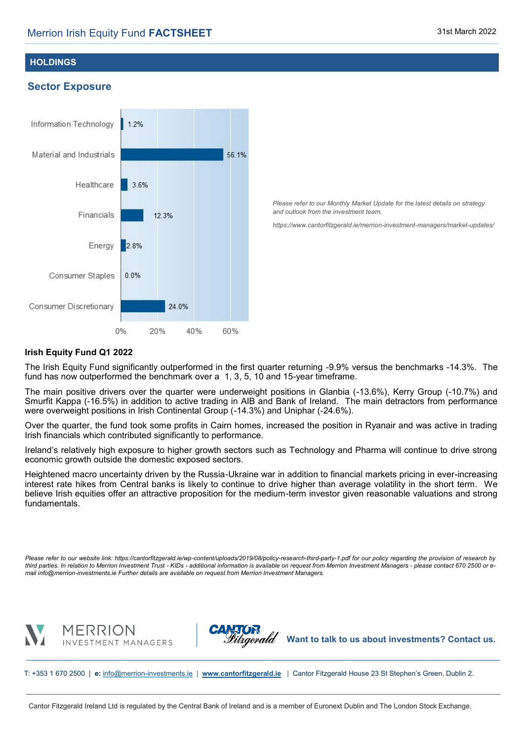## HOLDINGS

### Sector Exposure

Information Technology 1.2%
Material and Industrials 56.1%
Healthcare 3.6%
Financials 12.3%
Energy 2.8%
Consumer Staples 0.0%
Consumer Discretionary 24.0%

0% 20% 40% 60%

*Please refer to our Monthly Market Update for the latest details on strategy and outlook from the investment team.*

*https://www.cantorfitzgerald.ie/merrion-investment-managers/market-updates/*

**Irish Equity Fund Q1 2022**

The Irish Equity Fund significantly outperformed in the first quarter returning -9.9% versus the benchmarks -14.3%. The fund has now outperformed the benchmark over a 1, 3, 5, 10 and 15-year timeframe.

The main positive drivers over the quarter were underweight positions in Glanbia (-13.6%), Kerry Group (-10.7%) and Smurfit Kappa (-16.5%) in addition to active trading in AIB and Bank of Ireland. The main detractors from performance were overweight positions in Irish Continental Group (-14.3%) and Uniphar (-24.6%).

Over the quarter, the fund took some profits in Cairn homes, increased the position in Ryanair and was active in trading Irish financials which contributed significantly to performance.

Ireland's relatively high exposure to higher growth sectors such as Technology and Pharma will continue to drive strong economic growth outside the domestic exposed sectors.

Heightened macro uncertainty driven by the Russia-Ukraine war in addition to financial markets pricing in ever-increasing interest rate hikes from Central banks is likely to continue to drive higher than average volatility in the short term. We believe Irish equities offer an attractive proposition for the medium-term investor given reasonable valuations and strong fundamentals.

*Please refer to our website link: https://cantorfitzgerald.ie/wp-content/uploads/2019/08/policy-research-third-party-1.pdf for our policy regarding the provision of research by third parties. In relation to Merrion Investment Trust - KIDs - additional information is available on request from Merrion Investment Managers - please contact 670 2500 or e-mail info@merrion-investments.ie Further details are available on request from Merrion Investment Managers.*

MERRION INVESTMENT MANAGERS | CANTOR Fitzgerald **Want to talk to us about investments? Contact us.**

T: +353 1 670 2500 | **e:** info@merrion-investments.ie | **www.cantorfitzgerald.ie** | Cantor Fitzgerald House 23 St Stephen's Green, Dublin 2.

Cantor Fitzgerald Ireland Ltd is regulated by the Central Bank of Ireland and is a member of Euronext Dublin and The London Stock Exchange.